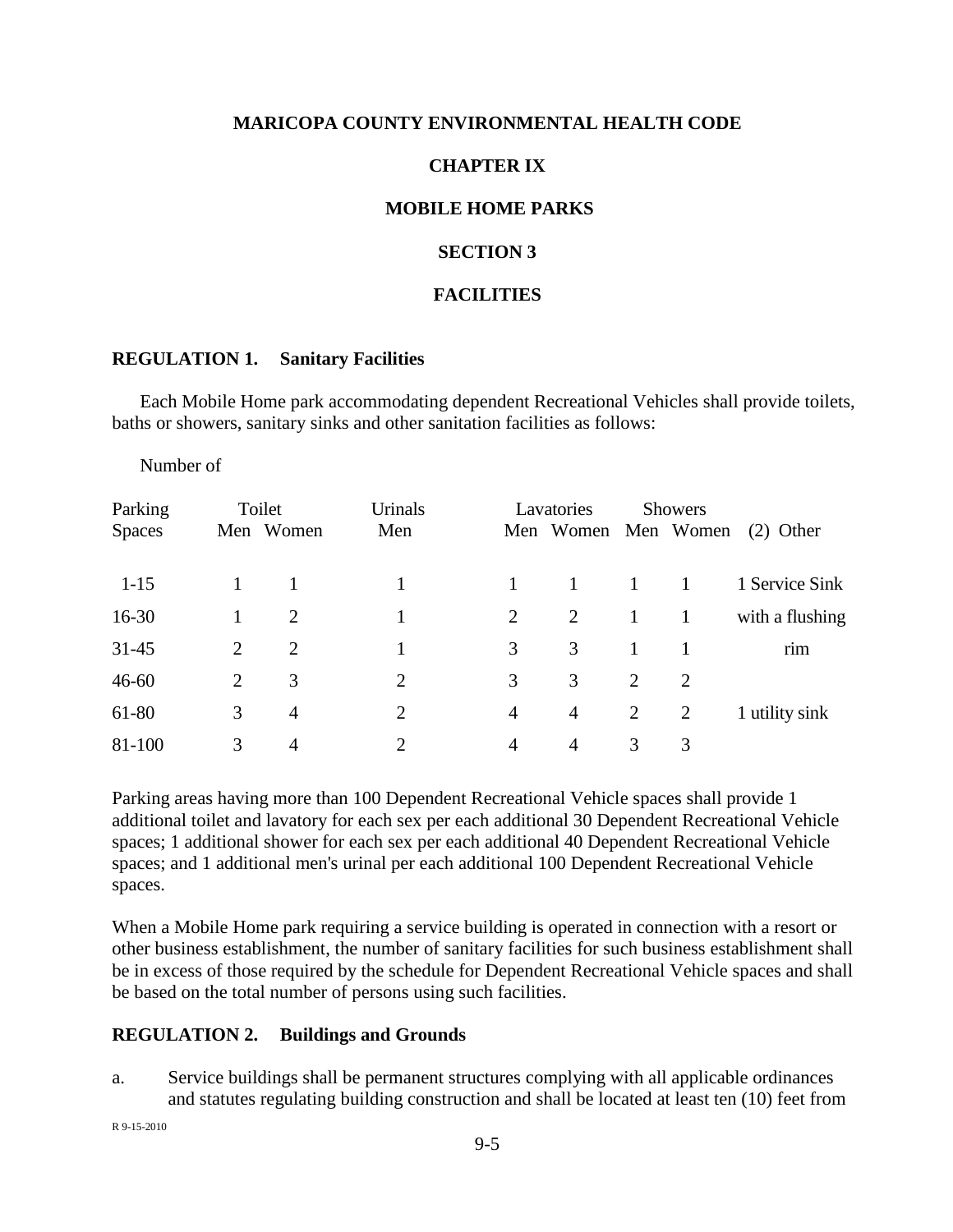# MARICOPA COUNTY ENVIRONMENTAL HEALTH CODE

## CHAPTER IX

## MOBILE HOME PARKS

## SECTION 3

## FACILITIES

### REGULATION 1. Sanitary Facilities

Each Mobile Home park accommodating dependent Recreational Vehicles shall provide toilets, baths or showers, sanitary sinks and other sanitation facilities as follows:

Number of

| Parking Spaces | Toilet | | Urinals | Lavatories | | Showers | | (2) Other |
|---|---|---|---|---|---|---|---|---|
| | Men | Women | Men | Men | Women | Men | Women | |
| 1-15 | 1 | 1 | 1 | 1 | 1 | 1 | 1 | 1 Service Sink |
| 16-30 | 1 | 2 | 1 | 2 | 2 | 1 | 1 | with a flushing |
| 31-45 | 2 | 2 | 1 | 3 | 3 | 1 | 1 | rim |
| 46-60 | 2 | 3 | 2 | 3 | 3 | 2 | 2 | |
| 61-80 | 3 | 4 | 2 | 4 | 4 | 2 | 2 | 1 utility sink |
| 81-100 | 3 | 4 | 2 | 4 | 4 | 3 | 3 | |

Parking areas having more than 100 Dependent Recreational Vehicle spaces shall provide 1 additional toilet and lavatory for each sex per each additional 30 Dependent Recreational Vehicle spaces; 1 additional shower for each sex per each additional 40 Dependent Recreational Vehicle spaces; and 1 additional men's urinal per each additional 100 Dependent Recreational Vehicle spaces.

When a Mobile Home park requiring a service building is operated in connection with a resort or other business establishment, the number of sanitary facilities for such business establishment shall be in excess of those required by the schedule for Dependent Recreational Vehicle spaces and shall be based on the total number of persons using such facilities.

### REGULATION 2. Buildings and Grounds

a. Service buildings shall be permanent structures complying with all applicable ordinances and statutes regulating building construction and shall be located at least ten (10) feet from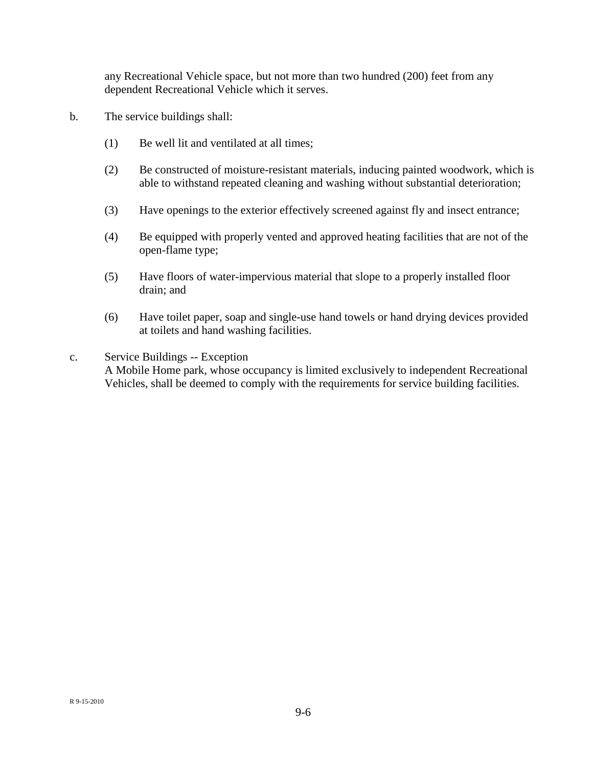any Recreational Vehicle space, but not more than two hundred (200) feet from any dependent Recreational Vehicle which it serves.

b. The service buildings shall:

   (1) Be well lit and ventilated at all times;

   (2) Be constructed of moisture-resistant materials, inducing painted woodwork, which is able to withstand repeated cleaning and washing without substantial deterioration;

   (3) Have openings to the exterior effectively screened against fly and insect entrance;

   (4) Be equipped with properly vented and approved heating facilities that are not of the open-flame type;

   (5) Have floors of water-impervious material that slope to a properly installed floor drain; and

   (6) Have toilet paper, soap and single-use hand towels or hand drying devices provided at toilets and hand washing facilities.

c. Service Buildings -- Exception
   A Mobile Home park, whose occupancy is limited exclusively to independent Recreational Vehicles, shall be deemed to comply with the requirements for service building facilities.

R 9-15-2010